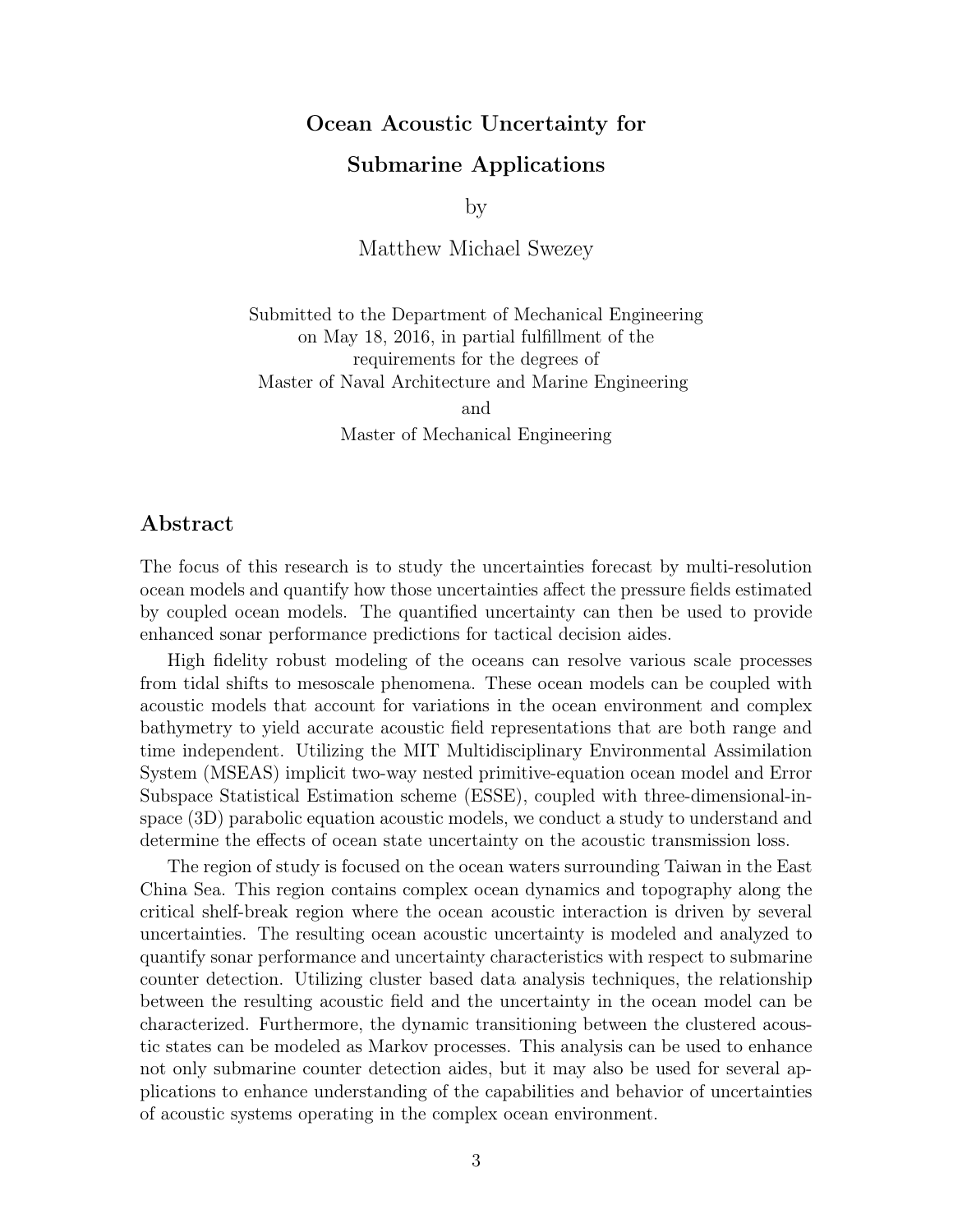# Ocean Acoustic Uncertainty for Submarine Applications

by

Matthew Michael Swezey

Submitted to the Department of Mechanical Engineering
on May 18, 2016, in partial fulfillment of the
requirements for the degrees of
Master of Naval Architecture and Marine Engineering
and
Master of Mechanical Engineering

## Abstract

The focus of this research is to study the uncertainties forecast by multi-resolution ocean models and quantify how those uncertainties affect the pressure fields estimated by coupled ocean models. The quantified uncertainty can then be used to provide enhanced sonar performance predictions for tactical decision aides.

High fidelity robust modeling of the oceans can resolve various scale processes from tidal shifts to mesoscale phenomena. These ocean models can be coupled with acoustic models that account for variations in the ocean environment and complex bathymetry to yield accurate acoustic field representations that are both range and time independent. Utilizing the MIT Multidisciplinary Environmental Assimilation System (MSEAS) implicit two-way nested primitive-equation ocean model and Error Subspace Statistical Estimation scheme (ESSE), coupled with three-dimensional-in-space (3D) parabolic equation acoustic models, we conduct a study to understand and determine the effects of ocean state uncertainty on the acoustic transmission loss.

The region of study is focused on the ocean waters surrounding Taiwan in the East China Sea. This region contains complex ocean dynamics and topography along the critical shelf-break region where the ocean acoustic interaction is driven by several uncertainties. The resulting ocean acoustic uncertainty is modeled and analyzed to quantify sonar performance and uncertainty characteristics with respect to submarine counter detection. Utilizing cluster based data analysis techniques, the relationship between the resulting acoustic field and the uncertainty in the ocean model can be characterized. Furthermore, the dynamic transitioning between the clustered acoustic states can be modeled as Markov processes. This analysis can be used to enhance not only submarine counter detection aides, but it may also be used for several applications to enhance understanding of the capabilities and behavior of uncertainties of acoustic systems operating in the complex ocean environment.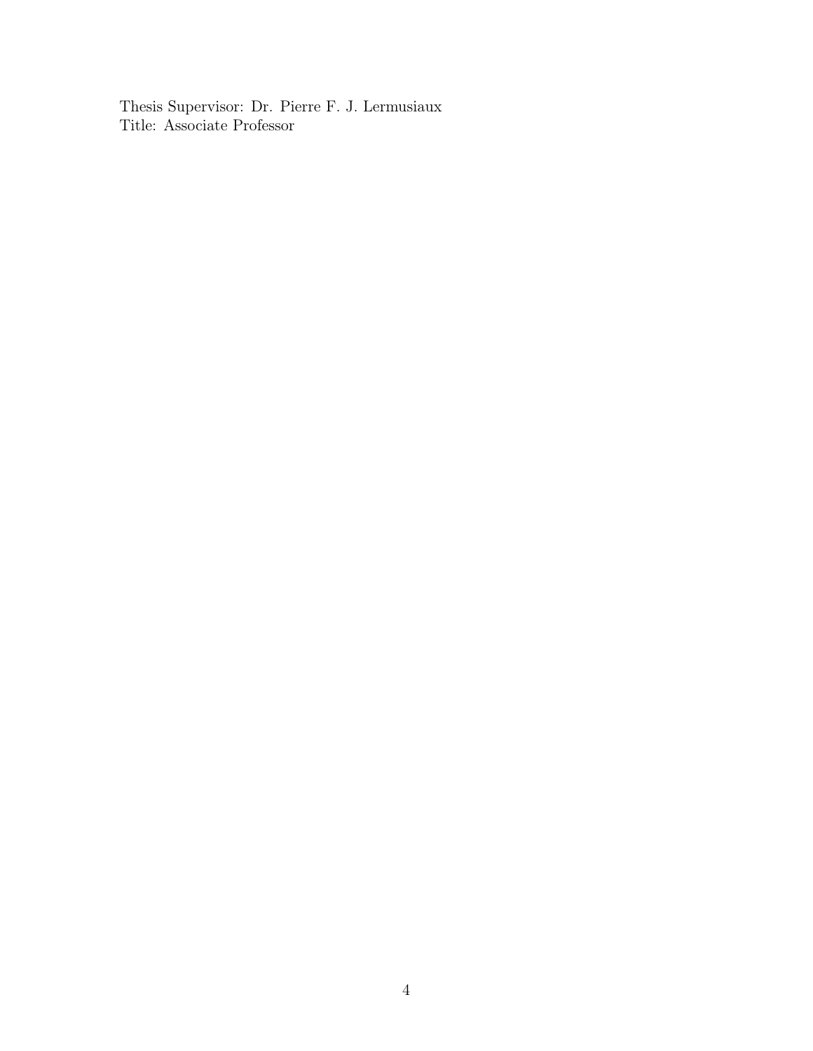Thesis Supervisor: Dr. Pierre F. J. Lermusiaux
Title: Associate Professor